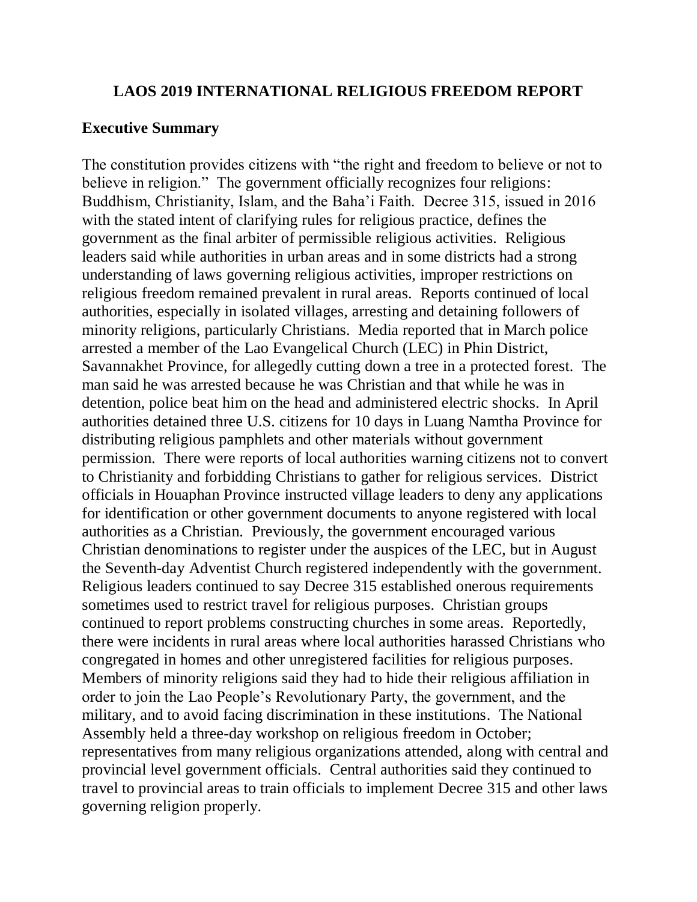# LAOS 2019 INTERNATIONAL RELIGIOUS FREEDOM REPORT

## Executive Summary

The constitution provides citizens with "the right and freedom to believe or not to believe in religion." The government officially recognizes four religions: Buddhism, Christianity, Islam, and the Baha'i Faith. Decree 315, issued in 2016 with the stated intent of clarifying rules for religious practice, defines the government as the final arbiter of permissible religious activities. Religious leaders said while authorities in urban areas and in some districts had a strong understanding of laws governing religious activities, improper restrictions on religious freedom remained prevalent in rural areas. Reports continued of local authorities, especially in isolated villages, arresting and detaining followers of minority religions, particularly Christians. Media reported that in March police arrested a member of the Lao Evangelical Church (LEC) in Phin District, Savannakhet Province, for allegedly cutting down a tree in a protected forest. The man said he was arrested because he was Christian and that while he was in detention, police beat him on the head and administered electric shocks. In April authorities detained three U.S. citizens for 10 days in Luang Namtha Province for distributing religious pamphlets and other materials without government permission. There were reports of local authorities warning citizens not to convert to Christianity and forbidding Christians to gather for religious services. District officials in Houaphan Province instructed village leaders to deny any applications for identification or other government documents to anyone registered with local authorities as a Christian. Previously, the government encouraged various Christian denominations to register under the auspices of the LEC, but in August the Seventh-day Adventist Church registered independently with the government. Religious leaders continued to say Decree 315 established onerous requirements sometimes used to restrict travel for religious purposes. Christian groups continued to report problems constructing churches in some areas. Reportedly, there were incidents in rural areas where local authorities harassed Christians who congregated in homes and other unregistered facilities for religious purposes. Members of minority religions said they had to hide their religious affiliation in order to join the Lao People's Revolutionary Party, the government, and the military, and to avoid facing discrimination in these institutions. The National Assembly held a three-day workshop on religious freedom in October; representatives from many religious organizations attended, along with central and provincial level government officials. Central authorities said they continued to travel to provincial areas to train officials to implement Decree 315 and other laws governing religion properly.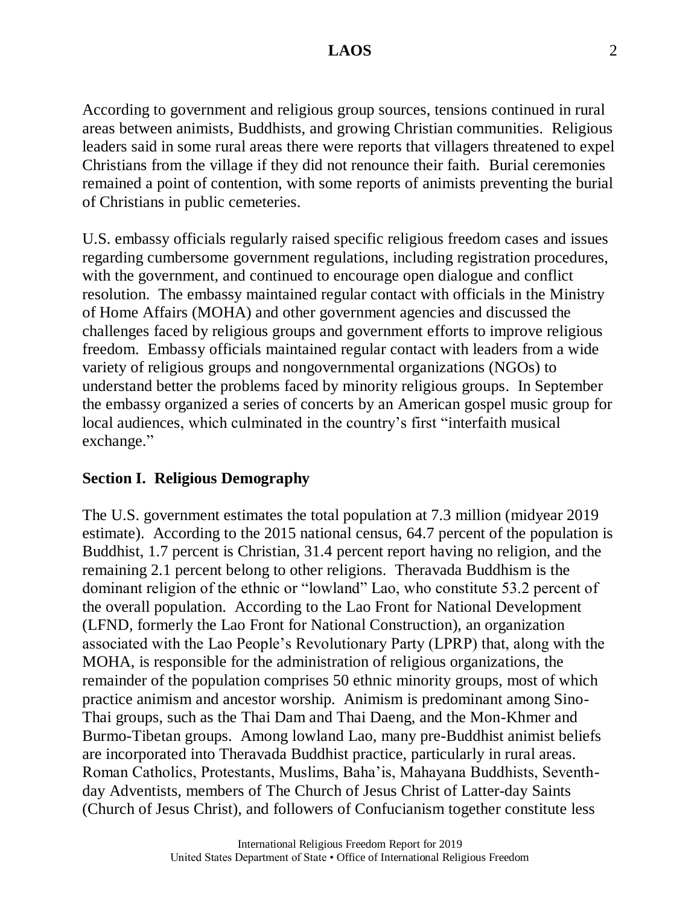According to government and religious group sources, tensions continued in rural areas between animists, Buddhists, and growing Christian communities. Religious leaders said in some rural areas there were reports that villagers threatened to expel Christians from the village if they did not renounce their faith. Burial ceremonies remained a point of contention, with some reports of animists preventing the burial of Christians in public cemeteries.

U.S. embassy officials regularly raised specific religious freedom cases and issues regarding cumbersome government regulations, including registration procedures, with the government, and continued to encourage open dialogue and conflict resolution. The embassy maintained regular contact with officials in the Ministry of Home Affairs (MOHA) and other government agencies and discussed the challenges faced by religious groups and government efforts to improve religious freedom. Embassy officials maintained regular contact with leaders from a wide variety of religious groups and nongovernmental organizations (NGOs) to understand better the problems faced by minority religious groups. In September the embassy organized a series of concerts by an American gospel music group for local audiences, which culminated in the country's first "interfaith musical exchange."

## Section I. Religious Demography

The U.S. government estimates the total population at 7.3 million (midyear 2019 estimate). According to the 2015 national census, 64.7 percent of the population is Buddhist, 1.7 percent is Christian, 31.4 percent report having no religion, and the remaining 2.1 percent belong to other religions. Theravada Buddhism is the dominant religion of the ethnic or "lowland" Lao, who constitute 53.2 percent of the overall population. According to the Lao Front for National Development (LFND, formerly the Lao Front for National Construction), an organization associated with the Lao People's Revolutionary Party (LPRP) that, along with the MOHA, is responsible for the administration of religious organizations, the remainder of the population comprises 50 ethnic minority groups, most of which practice animism and ancestor worship. Animism is predominant among Sino-Thai groups, such as the Thai Dam and Thai Daeng, and the Mon-Khmer and Burmo-Tibetan groups. Among lowland Lao, many pre-Buddhist animist beliefs are incorporated into Theravada Buddhist practice, particularly in rural areas. Roman Catholics, Protestants, Muslims, Baha'is, Mahayana Buddhists, Seventh-day Adventists, members of The Church of Jesus Christ of Latter-day Saints (Church of Jesus Christ), and followers of Confucianism together constitute less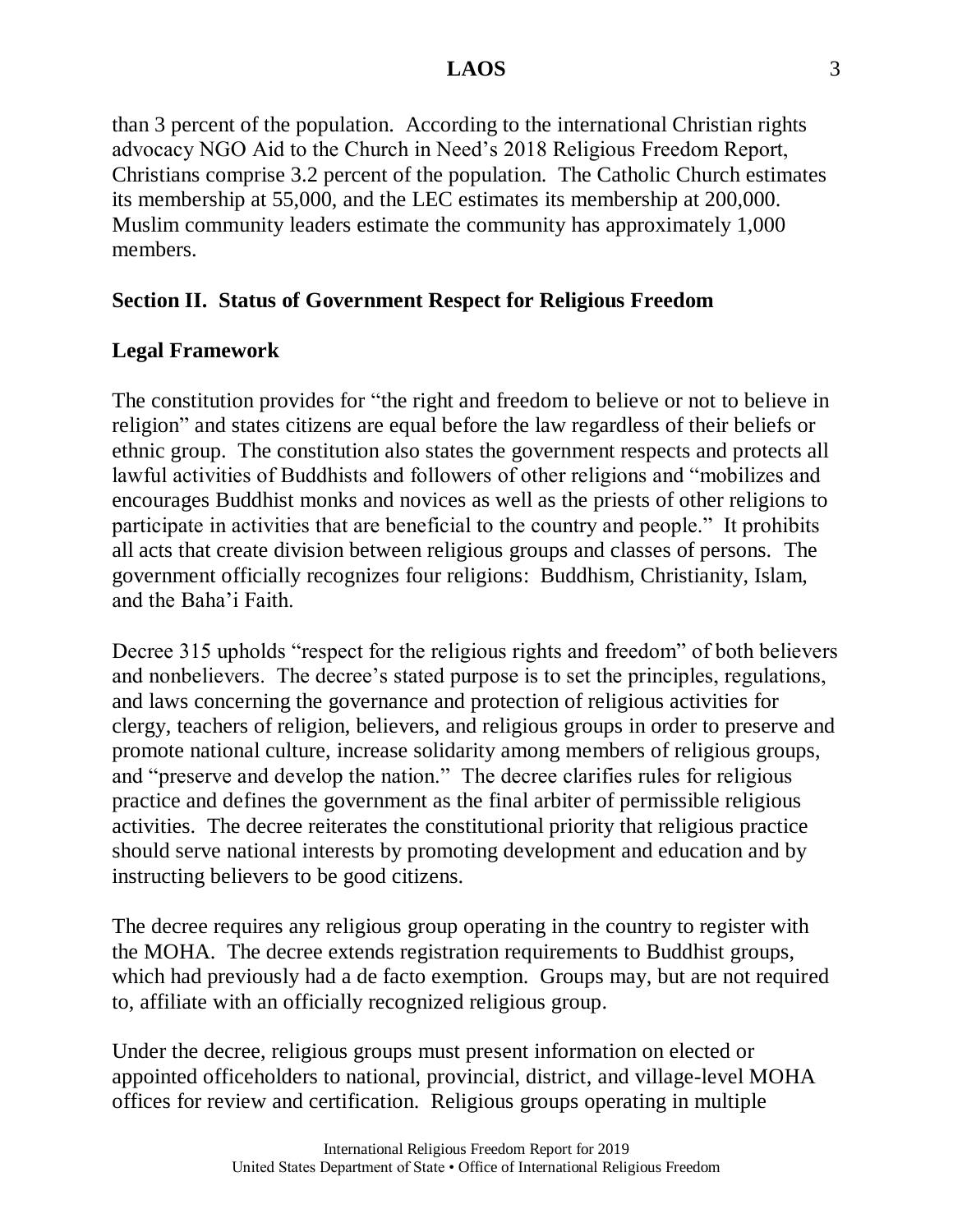than 3 percent of the population. According to the international Christian rights advocacy NGO Aid to the Church in Need's 2018 Religious Freedom Report, Christians comprise 3.2 percent of the population. The Catholic Church estimates its membership at 55,000, and the LEC estimates its membership at 200,000. Muslim community leaders estimate the community has approximately 1,000 members.

## Section II. Status of Government Respect for Religious Freedom

### Legal Framework

The constitution provides for "the right and freedom to believe or not to believe in religion" and states citizens are equal before the law regardless of their beliefs or ethnic group. The constitution also states the government respects and protects all lawful activities of Buddhists and followers of other religions and "mobilizes and encourages Buddhist monks and novices as well as the priests of other religions to participate in activities that are beneficial to the country and people." It prohibits all acts that create division between religious groups and classes of persons. The government officially recognizes four religions: Buddhism, Christianity, Islam, and the Baha'i Faith.

Decree 315 upholds "respect for the religious rights and freedom" of both believers and nonbelievers. The decree's stated purpose is to set the principles, regulations, and laws concerning the governance and protection of religious activities for clergy, teachers of religion, believers, and religious groups in order to preserve and promote national culture, increase solidarity among members of religious groups, and "preserve and develop the nation." The decree clarifies rules for religious practice and defines the government as the final arbiter of permissible religious activities. The decree reiterates the constitutional priority that religious practice should serve national interests by promoting development and education and by instructing believers to be good citizens.

The decree requires any religious group operating in the country to register with the MOHA. The decree extends registration requirements to Buddhist groups, which had previously had a de facto exemption. Groups may, but are not required to, affiliate with an officially recognized religious group.

Under the decree, religious groups must present information on elected or appointed officeholders to national, provincial, district, and village-level MOHA offices for review and certification. Religious groups operating in multiple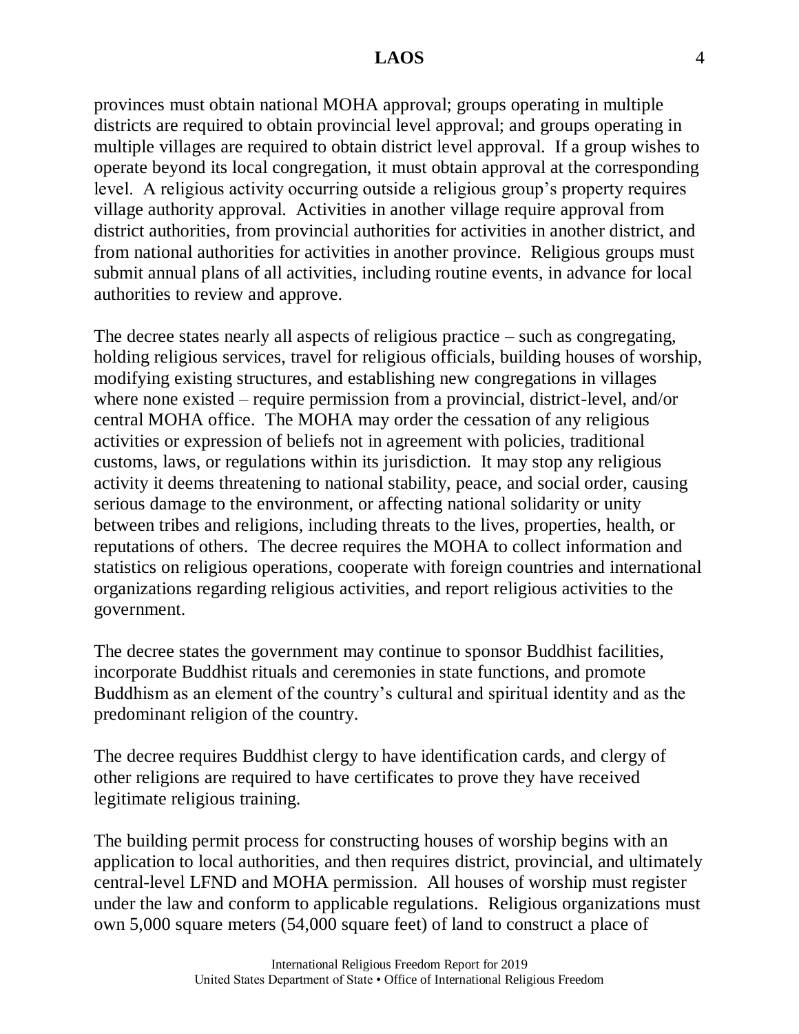provinces must obtain national MOHA approval; groups operating in multiple districts are required to obtain provincial level approval; and groups operating in multiple villages are required to obtain district level approval. If a group wishes to operate beyond its local congregation, it must obtain approval at the corresponding level. A religious activity occurring outside a religious group's property requires village authority approval. Activities in another village require approval from district authorities, from provincial authorities for activities in another district, and from national authorities for activities in another province. Religious groups must submit annual plans of all activities, including routine events, in advance for local authorities to review and approve.

The decree states nearly all aspects of religious practice – such as congregating, holding religious services, travel for religious officials, building houses of worship, modifying existing structures, and establishing new congregations in villages where none existed – require permission from a provincial, district-level, and/or central MOHA office. The MOHA may order the cessation of any religious activities or expression of beliefs not in agreement with policies, traditional customs, laws, or regulations within its jurisdiction. It may stop any religious activity it deems threatening to national stability, peace, and social order, causing serious damage to the environment, or affecting national solidarity or unity between tribes and religions, including threats to the lives, properties, health, or reputations of others. The decree requires the MOHA to collect information and statistics on religious operations, cooperate with foreign countries and international organizations regarding religious activities, and report religious activities to the government.

The decree states the government may continue to sponsor Buddhist facilities, incorporate Buddhist rituals and ceremonies in state functions, and promote Buddhism as an element of the country's cultural and spiritual identity and as the predominant religion of the country.

The decree requires Buddhist clergy to have identification cards, and clergy of other religions are required to have certificates to prove they have received legitimate religious training.

The building permit process for constructing houses of worship begins with an application to local authorities, and then requires district, provincial, and ultimately central-level LFND and MOHA permission. All houses of worship must register under the law and conform to applicable regulations. Religious organizations must own 5,000 square meters (54,000 square feet) of land to construct a place of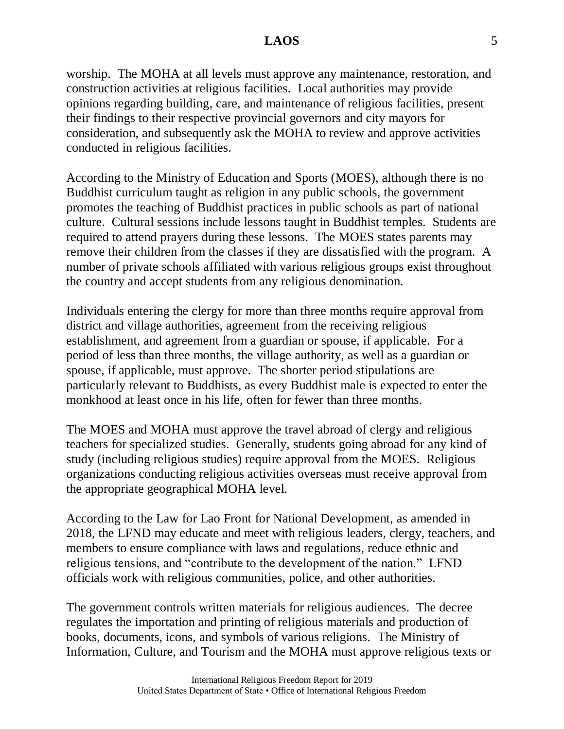worship. The MOHA at all levels must approve any maintenance, restoration, and construction activities at religious facilities. Local authorities may provide opinions regarding building, care, and maintenance of religious facilities, present their findings to their respective provincial governors and city mayors for consideration, and subsequently ask the MOHA to review and approve activities conducted in religious facilities.

According to the Ministry of Education and Sports (MOES), although there is no Buddhist curriculum taught as religion in any public schools, the government promotes the teaching of Buddhist practices in public schools as part of national culture. Cultural sessions include lessons taught in Buddhist temples. Students are required to attend prayers during these lessons. The MOES states parents may remove their children from the classes if they are dissatisfied with the program. A number of private schools affiliated with various religious groups exist throughout the country and accept students from any religious denomination.

Individuals entering the clergy for more than three months require approval from district and village authorities, agreement from the receiving religious establishment, and agreement from a guardian or spouse, if applicable. For a period of less than three months, the village authority, as well as a guardian or spouse, if applicable, must approve. The shorter period stipulations are particularly relevant to Buddhists, as every Buddhist male is expected to enter the monkhood at least once in his life, often for fewer than three months.

The MOES and MOHA must approve the travel abroad of clergy and religious teachers for specialized studies. Generally, students going abroad for any kind of study (including religious studies) require approval from the MOES. Religious organizations conducting religious activities overseas must receive approval from the appropriate geographical MOHA level.

According to the Law for Lao Front for National Development, as amended in 2018, the LFND may educate and meet with religious leaders, clergy, teachers, and members to ensure compliance with laws and regulations, reduce ethnic and religious tensions, and "contribute to the development of the nation." LFND officials work with religious communities, police, and other authorities.

The government controls written materials for religious audiences. The decree regulates the importation and printing of religious materials and production of books, documents, icons, and symbols of various religions. The Ministry of Information, Culture, and Tourism and the MOHA must approve religious texts or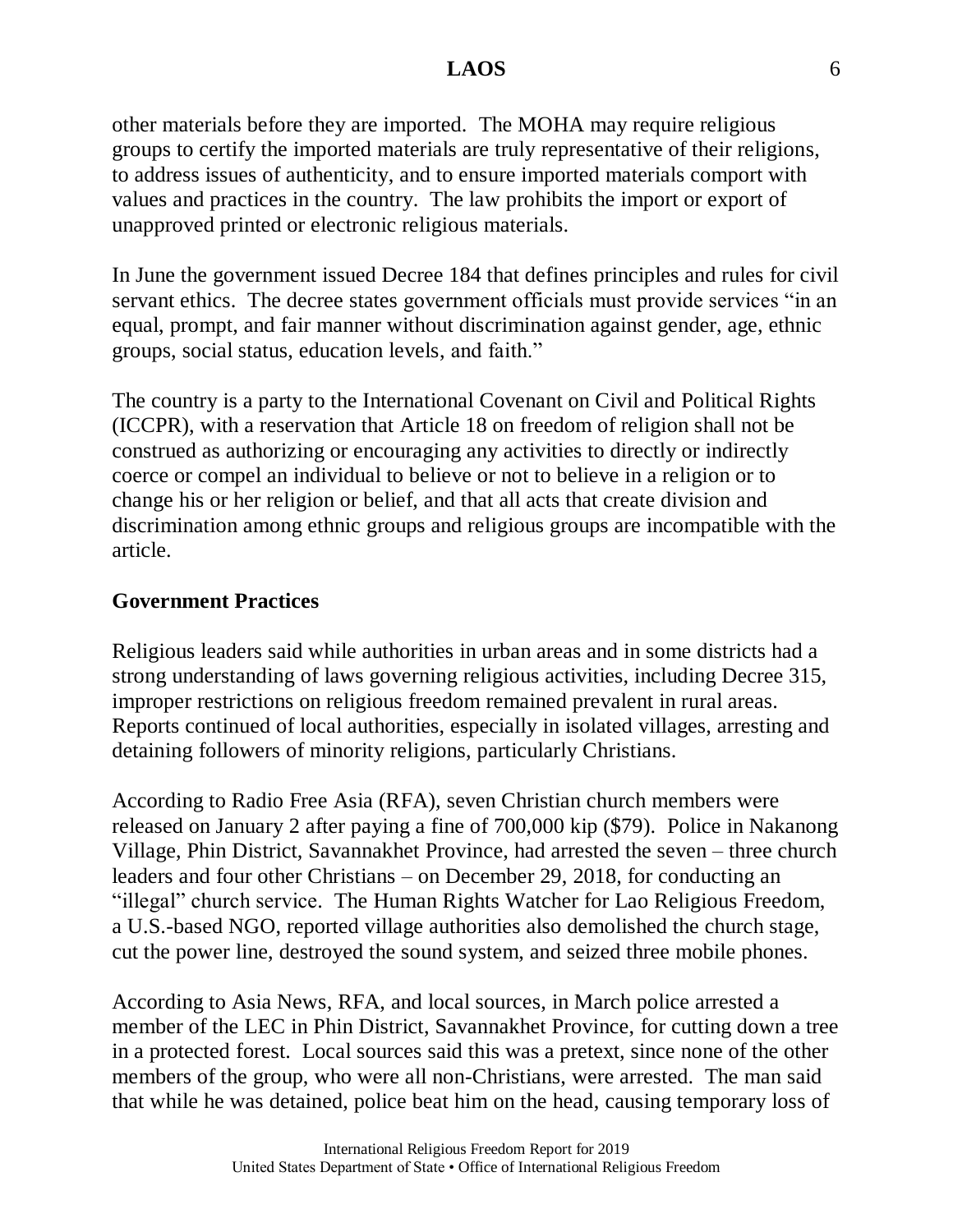other materials before they are imported. The MOHA may require religious groups to certify the imported materials are truly representative of their religions, to address issues of authenticity, and to ensure imported materials comport with values and practices in the country. The law prohibits the import or export of unapproved printed or electronic religious materials.

In June the government issued Decree 184 that defines principles and rules for civil servant ethics. The decree states government officials must provide services "in an equal, prompt, and fair manner without discrimination against gender, age, ethnic groups, social status, education levels, and faith."

The country is a party to the International Covenant on Civil and Political Rights (ICCPR), with a reservation that Article 18 on freedom of religion shall not be construed as authorizing or encouraging any activities to directly or indirectly coerce or compel an individual to believe or not to believe in a religion or to change his or her religion or belief, and that all acts that create division and discrimination among ethnic groups and religious groups are incompatible with the article.

## Government Practices

Religious leaders said while authorities in urban areas and in some districts had a strong understanding of laws governing religious activities, including Decree 315, improper restrictions on religious freedom remained prevalent in rural areas. Reports continued of local authorities, especially in isolated villages, arresting and detaining followers of minority religions, particularly Christians.

According to Radio Free Asia (RFA), seven Christian church members were released on January 2 after paying a fine of 700,000 kip ($79). Police in Nakanong Village, Phin District, Savannakhet Province, had arrested the seven – three church leaders and four other Christians – on December 29, 2018, for conducting an "illegal" church service. The Human Rights Watcher for Lao Religious Freedom, a U.S.-based NGO, reported village authorities also demolished the church stage, cut the power line, destroyed the sound system, and seized three mobile phones.

According to Asia News, RFA, and local sources, in March police arrested a member of the LEC in Phin District, Savannakhet Province, for cutting down a tree in a protected forest. Local sources said this was a pretext, since none of the other members of the group, who were all non-Christians, were arrested. The man said that while he was detained, police beat him on the head, causing temporary loss of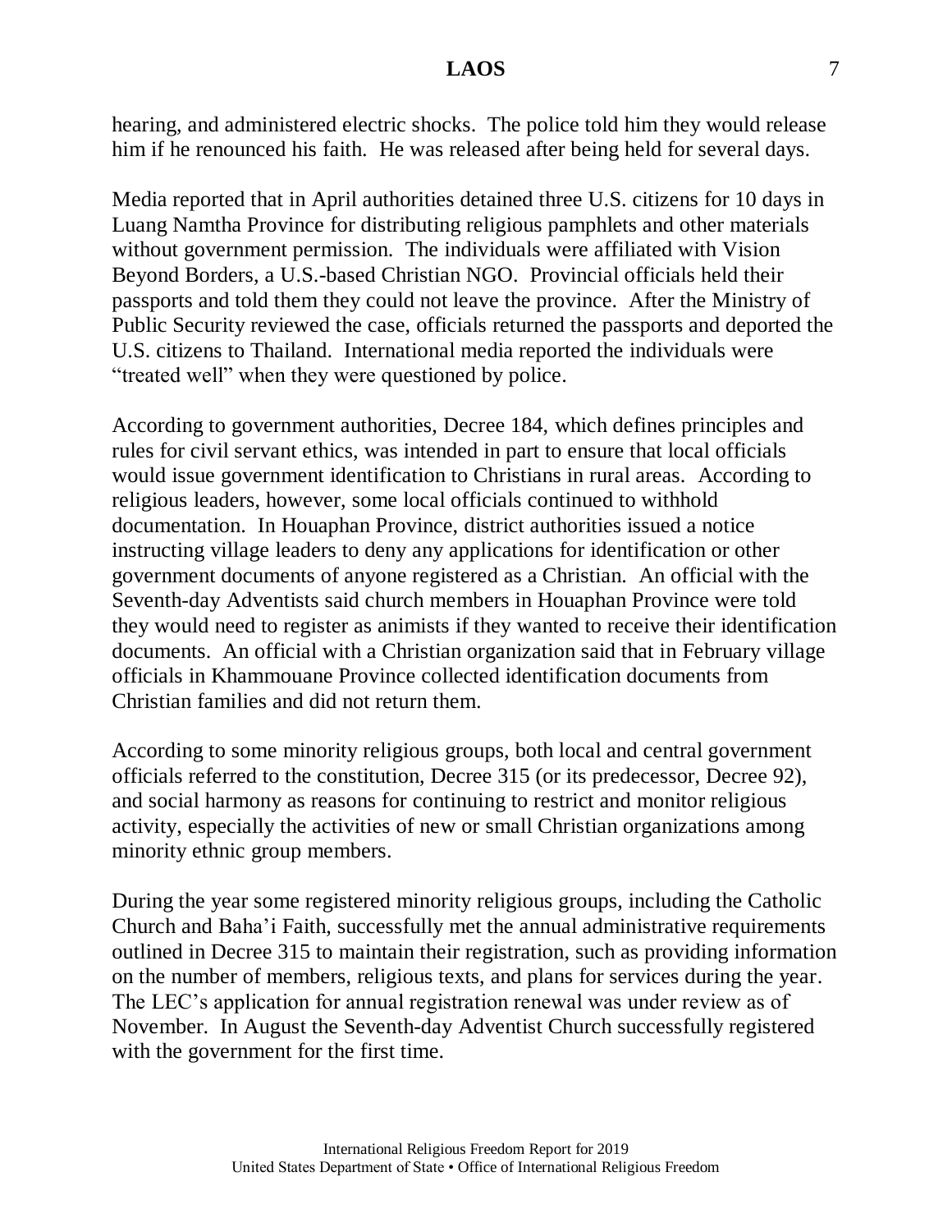hearing, and administered electric shocks. The police told him they would release him if he renounced his faith. He was released after being held for several days.

Media reported that in April authorities detained three U.S. citizens for 10 days in Luang Namtha Province for distributing religious pamphlets and other materials without government permission. The individuals were affiliated with Vision Beyond Borders, a U.S.-based Christian NGO. Provincial officials held their passports and told them they could not leave the province. After the Ministry of Public Security reviewed the case, officials returned the passports and deported the U.S. citizens to Thailand. International media reported the individuals were "treated well" when they were questioned by police.

According to government authorities, Decree 184, which defines principles and rules for civil servant ethics, was intended in part to ensure that local officials would issue government identification to Christians in rural areas. According to religious leaders, however, some local officials continued to withhold documentation. In Houaphan Province, district authorities issued a notice instructing village leaders to deny any applications for identification or other government documents of anyone registered as a Christian. An official with the Seventh-day Adventists said church members in Houaphan Province were told they would need to register as animists if they wanted to receive their identification documents. An official with a Christian organization said that in February village officials in Khammouane Province collected identification documents from Christian families and did not return them.

According to some minority religious groups, both local and central government officials referred to the constitution, Decree 315 (or its predecessor, Decree 92), and social harmony as reasons for continuing to restrict and monitor religious activity, especially the activities of new or small Christian organizations among minority ethnic group members.

During the year some registered minority religious groups, including the Catholic Church and Baha'i Faith, successfully met the annual administrative requirements outlined in Decree 315 to maintain their registration, such as providing information on the number of members, religious texts, and plans for services during the year. The LEC's application for annual registration renewal was under review as of November. In August the Seventh-day Adventist Church successfully registered with the government for the first time.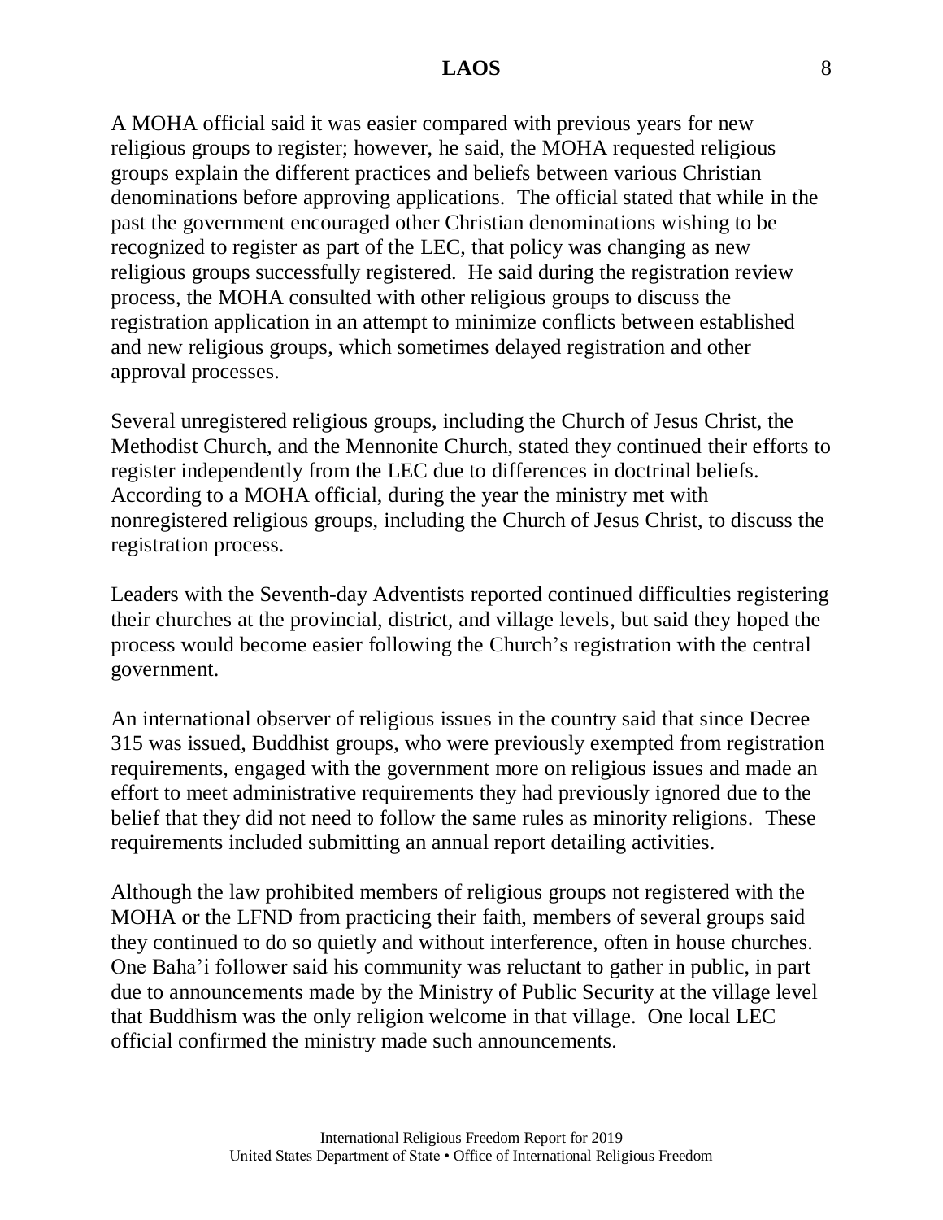A MOHA official said it was easier compared with previous years for new religious groups to register; however, he said, the MOHA requested religious groups explain the different practices and beliefs between various Christian denominations before approving applications. The official stated that while in the past the government encouraged other Christian denominations wishing to be recognized to register as part of the LEC, that policy was changing as new religious groups successfully registered. He said during the registration review process, the MOHA consulted with other religious groups to discuss the registration application in an attempt to minimize conflicts between established and new religious groups, which sometimes delayed registration and other approval processes.

Several unregistered religious groups, including the Church of Jesus Christ, the Methodist Church, and the Mennonite Church, stated they continued their efforts to register independently from the LEC due to differences in doctrinal beliefs. According to a MOHA official, during the year the ministry met with nonregistered religious groups, including the Church of Jesus Christ, to discuss the registration process.

Leaders with the Seventh-day Adventists reported continued difficulties registering their churches at the provincial, district, and village levels, but said they hoped the process would become easier following the Church's registration with the central government.

An international observer of religious issues in the country said that since Decree 315 was issued, Buddhist groups, who were previously exempted from registration requirements, engaged with the government more on religious issues and made an effort to meet administrative requirements they had previously ignored due to the belief that they did not need to follow the same rules as minority religions. These requirements included submitting an annual report detailing activities.

Although the law prohibited members of religious groups not registered with the MOHA or the LFND from practicing their faith, members of several groups said they continued to do so quietly and without interference, often in house churches. One Baha'i follower said his community was reluctant to gather in public, in part due to announcements made by the Ministry of Public Security at the village level that Buddhism was the only religion welcome in that village. One local LEC official confirmed the ministry made such announcements.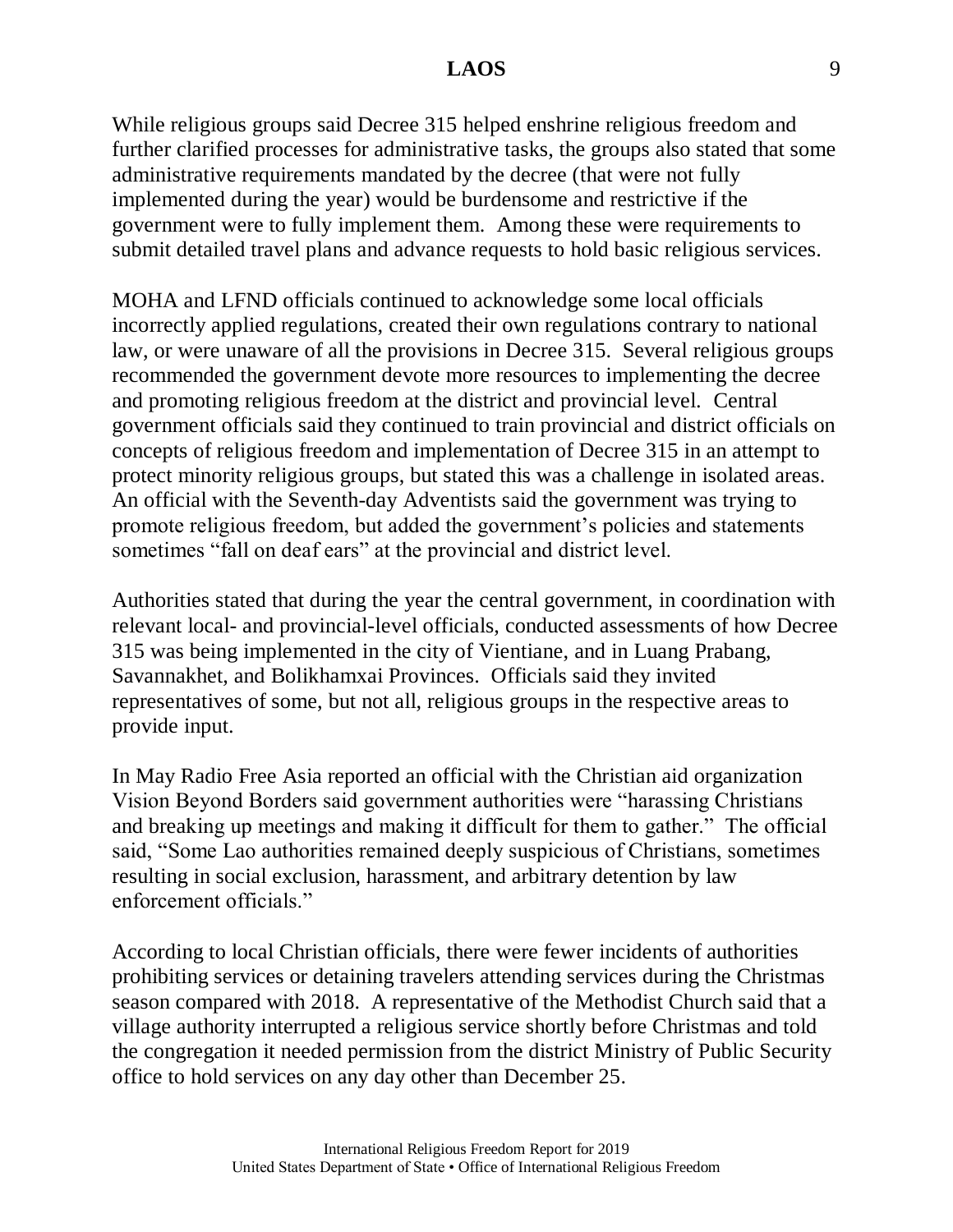While religious groups said Decree 315 helped enshrine religious freedom and further clarified processes for administrative tasks, the groups also stated that some administrative requirements mandated by the decree (that were not fully implemented during the year) would be burdensome and restrictive if the government were to fully implement them. Among these were requirements to submit detailed travel plans and advance requests to hold basic religious services.

MOHA and LFND officials continued to acknowledge some local officials incorrectly applied regulations, created their own regulations contrary to national law, or were unaware of all the provisions in Decree 315. Several religious groups recommended the government devote more resources to implementing the decree and promoting religious freedom at the district and provincial level. Central government officials said they continued to train provincial and district officials on concepts of religious freedom and implementation of Decree 315 in an attempt to protect minority religious groups, but stated this was a challenge in isolated areas. An official with the Seventh-day Adventists said the government was trying to promote religious freedom, but added the government's policies and statements sometimes "fall on deaf ears" at the provincial and district level.

Authorities stated that during the year the central government, in coordination with relevant local- and provincial-level officials, conducted assessments of how Decree 315 was being implemented in the city of Vientiane, and in Luang Prabang, Savannakhet, and Bolikhamxai Provinces. Officials said they invited representatives of some, but not all, religious groups in the respective areas to provide input.

In May Radio Free Asia reported an official with the Christian aid organization Vision Beyond Borders said government authorities were "harassing Christians and breaking up meetings and making it difficult for them to gather." The official said, "Some Lao authorities remained deeply suspicious of Christians, sometimes resulting in social exclusion, harassment, and arbitrary detention by law enforcement officials."

According to local Christian officials, there were fewer incidents of authorities prohibiting services or detaining travelers attending services during the Christmas season compared with 2018. A representative of the Methodist Church said that a village authority interrupted a religious service shortly before Christmas and told the congregation it needed permission from the district Ministry of Public Security office to hold services on any day other than December 25.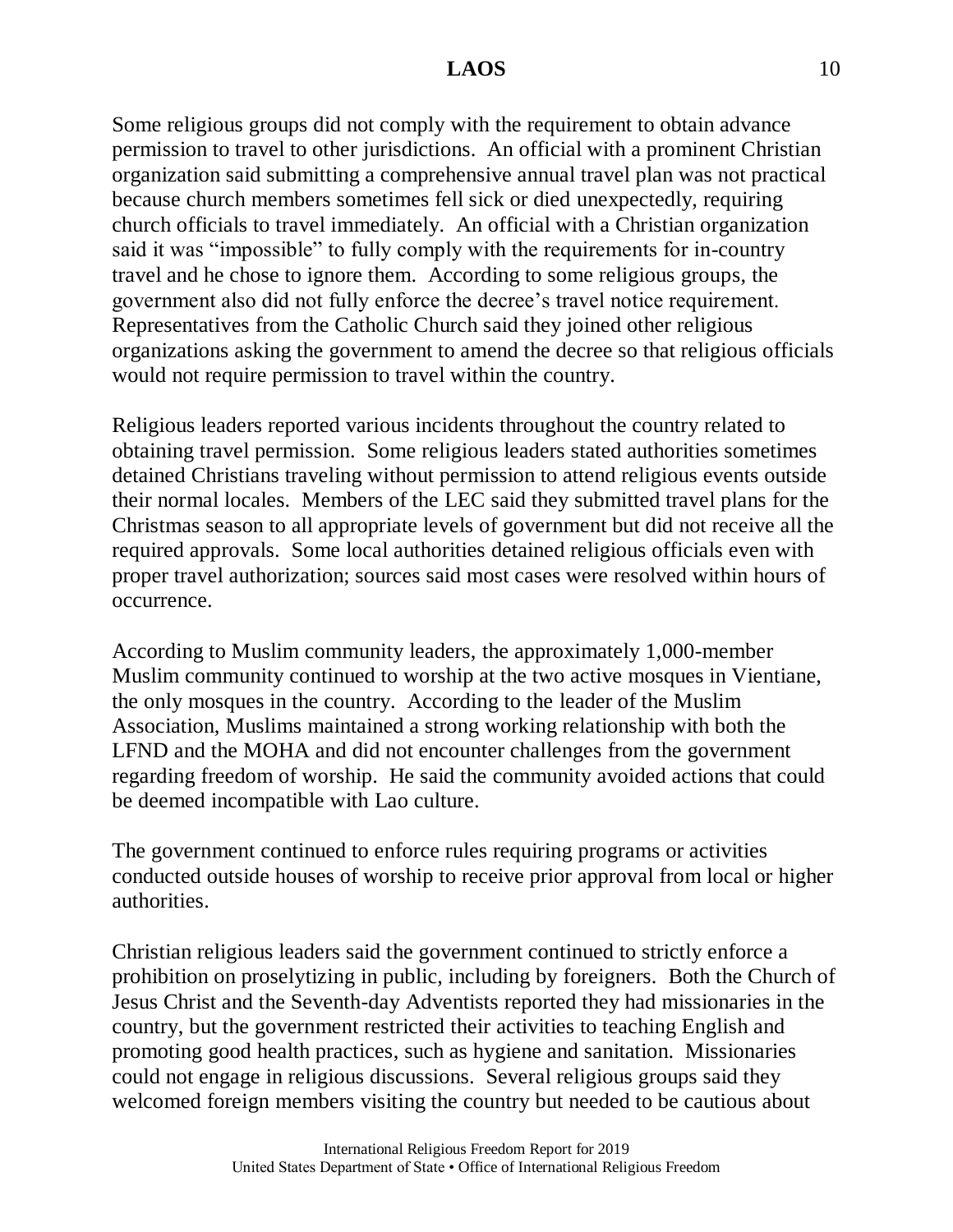Some religious groups did not comply with the requirement to obtain advance permission to travel to other jurisdictions. An official with a prominent Christian organization said submitting a comprehensive annual travel plan was not practical because church members sometimes fell sick or died unexpectedly, requiring church officials to travel immediately. An official with a Christian organization said it was "impossible" to fully comply with the requirements for in-country travel and he chose to ignore them. According to some religious groups, the government also did not fully enforce the decree's travel notice requirement. Representatives from the Catholic Church said they joined other religious organizations asking the government to amend the decree so that religious officials would not require permission to travel within the country.

Religious leaders reported various incidents throughout the country related to obtaining travel permission. Some religious leaders stated authorities sometimes detained Christians traveling without permission to attend religious events outside their normal locales. Members of the LEC said they submitted travel plans for the Christmas season to all appropriate levels of government but did not receive all the required approvals. Some local authorities detained religious officials even with proper travel authorization; sources said most cases were resolved within hours of occurrence.

According to Muslim community leaders, the approximately 1,000-member Muslim community continued to worship at the two active mosques in Vientiane, the only mosques in the country. According to the leader of the Muslim Association, Muslims maintained a strong working relationship with both the LFND and the MOHA and did not encounter challenges from the government regarding freedom of worship. He said the community avoided actions that could be deemed incompatible with Lao culture.

The government continued to enforce rules requiring programs or activities conducted outside houses of worship to receive prior approval from local or higher authorities.

Christian religious leaders said the government continued to strictly enforce a prohibition on proselytizing in public, including by foreigners. Both the Church of Jesus Christ and the Seventh-day Adventists reported they had missionaries in the country, but the government restricted their activities to teaching English and promoting good health practices, such as hygiene and sanitation. Missionaries could not engage in religious discussions. Several religious groups said they welcomed foreign members visiting the country but needed to be cautious about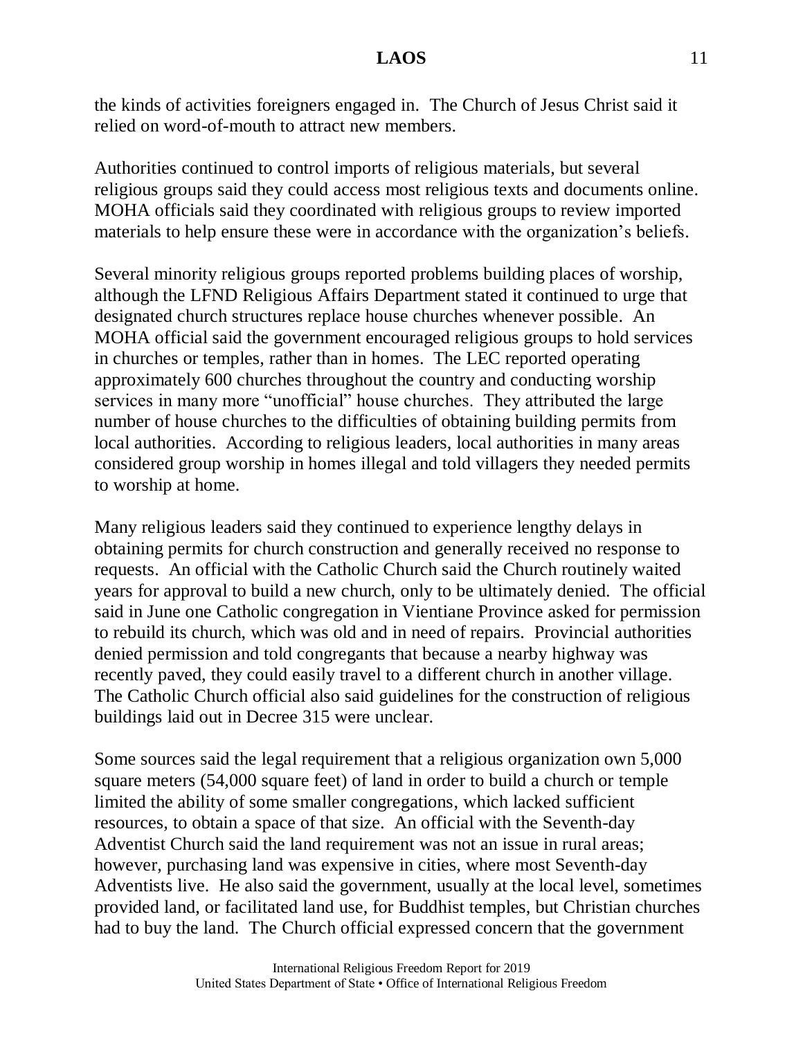the kinds of activities foreigners engaged in. The Church of Jesus Christ said it relied on word-of-mouth to attract new members.

Authorities continued to control imports of religious materials, but several religious groups said they could access most religious texts and documents online. MOHA officials said they coordinated with religious groups to review imported materials to help ensure these were in accordance with the organization's beliefs.

Several minority religious groups reported problems building places of worship, although the LFND Religious Affairs Department stated it continued to urge that designated church structures replace house churches whenever possible. An MOHA official said the government encouraged religious groups to hold services in churches or temples, rather than in homes. The LEC reported operating approximately 600 churches throughout the country and conducting worship services in many more "unofficial" house churches. They attributed the large number of house churches to the difficulties of obtaining building permits from local authorities. According to religious leaders, local authorities in many areas considered group worship in homes illegal and told villagers they needed permits to worship at home.

Many religious leaders said they continued to experience lengthy delays in obtaining permits for church construction and generally received no response to requests. An official with the Catholic Church said the Church routinely waited years for approval to build a new church, only to be ultimately denied. The official said in June one Catholic congregation in Vientiane Province asked for permission to rebuild its church, which was old and in need of repairs. Provincial authorities denied permission and told congregants that because a nearby highway was recently paved, they could easily travel to a different church in another village. The Catholic Church official also said guidelines for the construction of religious buildings laid out in Decree 315 were unclear.

Some sources said the legal requirement that a religious organization own 5,000 square meters (54,000 square feet) of land in order to build a church or temple limited the ability of some smaller congregations, which lacked sufficient resources, to obtain a space of that size. An official with the Seventh-day Adventist Church said the land requirement was not an issue in rural areas; however, purchasing land was expensive in cities, where most Seventh-day Adventists live. He also said the government, usually at the local level, sometimes provided land, or facilitated land use, for Buddhist temples, but Christian churches had to buy the land. The Church official expressed concern that the government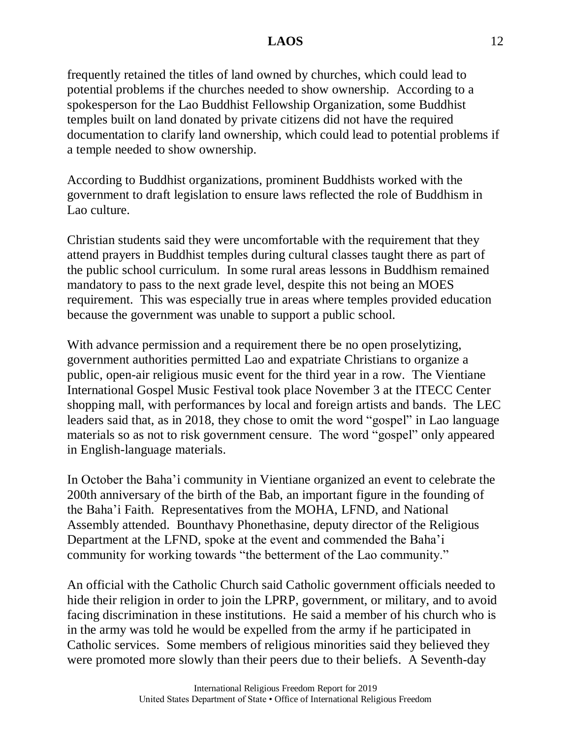frequently retained the titles of land owned by churches, which could lead to potential problems if the churches needed to show ownership. According to a spokesperson for the Lao Buddhist Fellowship Organization, some Buddhist temples built on land donated by private citizens did not have the required documentation to clarify land ownership, which could lead to potential problems if a temple needed to show ownership.

According to Buddhist organizations, prominent Buddhists worked with the government to draft legislation to ensure laws reflected the role of Buddhism in Lao culture.

Christian students said they were uncomfortable with the requirement that they attend prayers in Buddhist temples during cultural classes taught there as part of the public school curriculum. In some rural areas lessons in Buddhism remained mandatory to pass to the next grade level, despite this not being an MOES requirement. This was especially true in areas where temples provided education because the government was unable to support a public school.

With advance permission and a requirement there be no open proselytizing, government authorities permitted Lao and expatriate Christians to organize a public, open-air religious music event for the third year in a row. The Vientiane International Gospel Music Festival took place November 3 at the ITECC Center shopping mall, with performances by local and foreign artists and bands. The LEC leaders said that, as in 2018, they chose to omit the word "gospel" in Lao language materials so as not to risk government censure. The word "gospel" only appeared in English-language materials.

In October the Baha'i community in Vientiane organized an event to celebrate the 200th anniversary of the birth of the Bab, an important figure in the founding of the Baha'i Faith. Representatives from the MOHA, LFND, and National Assembly attended. Bounthavy Phonethasine, deputy director of the Religious Department at the LFND, spoke at the event and commended the Baha'i community for working towards "the betterment of the Lao community."

An official with the Catholic Church said Catholic government officials needed to hide their religion in order to join the LPRP, government, or military, and to avoid facing discrimination in these institutions. He said a member of his church who is in the army was told he would be expelled from the army if he participated in Catholic services. Some members of religious minorities said they believed they were promoted more slowly than their peers due to their beliefs. A Seventh-day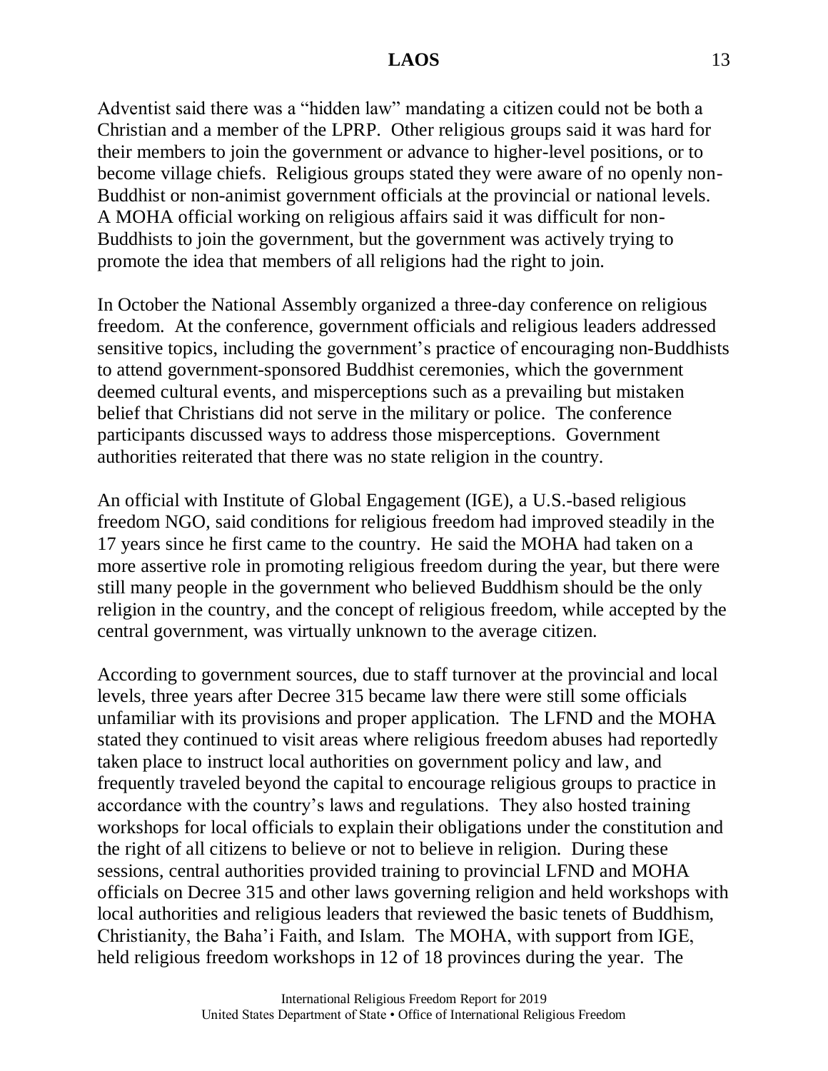Adventist said there was a "hidden law" mandating a citizen could not be both a Christian and a member of the LPRP. Other religious groups said it was hard for their members to join the government or advance to higher-level positions, or to become village chiefs. Religious groups stated they were aware of no openly non-Buddhist or non-animist government officials at the provincial or national levels. A MOHA official working on religious affairs said it was difficult for non-Buddhists to join the government, but the government was actively trying to promote the idea that members of all religions had the right to join.

In October the National Assembly organized a three-day conference on religious freedom. At the conference, government officials and religious leaders addressed sensitive topics, including the government's practice of encouraging non-Buddhists to attend government-sponsored Buddhist ceremonies, which the government deemed cultural events, and misperceptions such as a prevailing but mistaken belief that Christians did not serve in the military or police. The conference participants discussed ways to address those misperceptions. Government authorities reiterated that there was no state religion in the country.

An official with Institute of Global Engagement (IGE), a U.S.-based religious freedom NGO, said conditions for religious freedom had improved steadily in the 17 years since he first came to the country. He said the MOHA had taken on a more assertive role in promoting religious freedom during the year, but there were still many people in the government who believed Buddhism should be the only religion in the country, and the concept of religious freedom, while accepted by the central government, was virtually unknown to the average citizen.

According to government sources, due to staff turnover at the provincial and local levels, three years after Decree 315 became law there were still some officials unfamiliar with its provisions and proper application. The LFND and the MOHA stated they continued to visit areas where religious freedom abuses had reportedly taken place to instruct local authorities on government policy and law, and frequently traveled beyond the capital to encourage religious groups to practice in accordance with the country's laws and regulations. They also hosted training workshops for local officials to explain their obligations under the constitution and the right of all citizens to believe or not to believe in religion. During these sessions, central authorities provided training to provincial LFND and MOHA officials on Decree 315 and other laws governing religion and held workshops with local authorities and religious leaders that reviewed the basic tenets of Buddhism, Christianity, the Baha'i Faith, and Islam. The MOHA, with support from IGE, held religious freedom workshops in 12 of 18 provinces during the year. The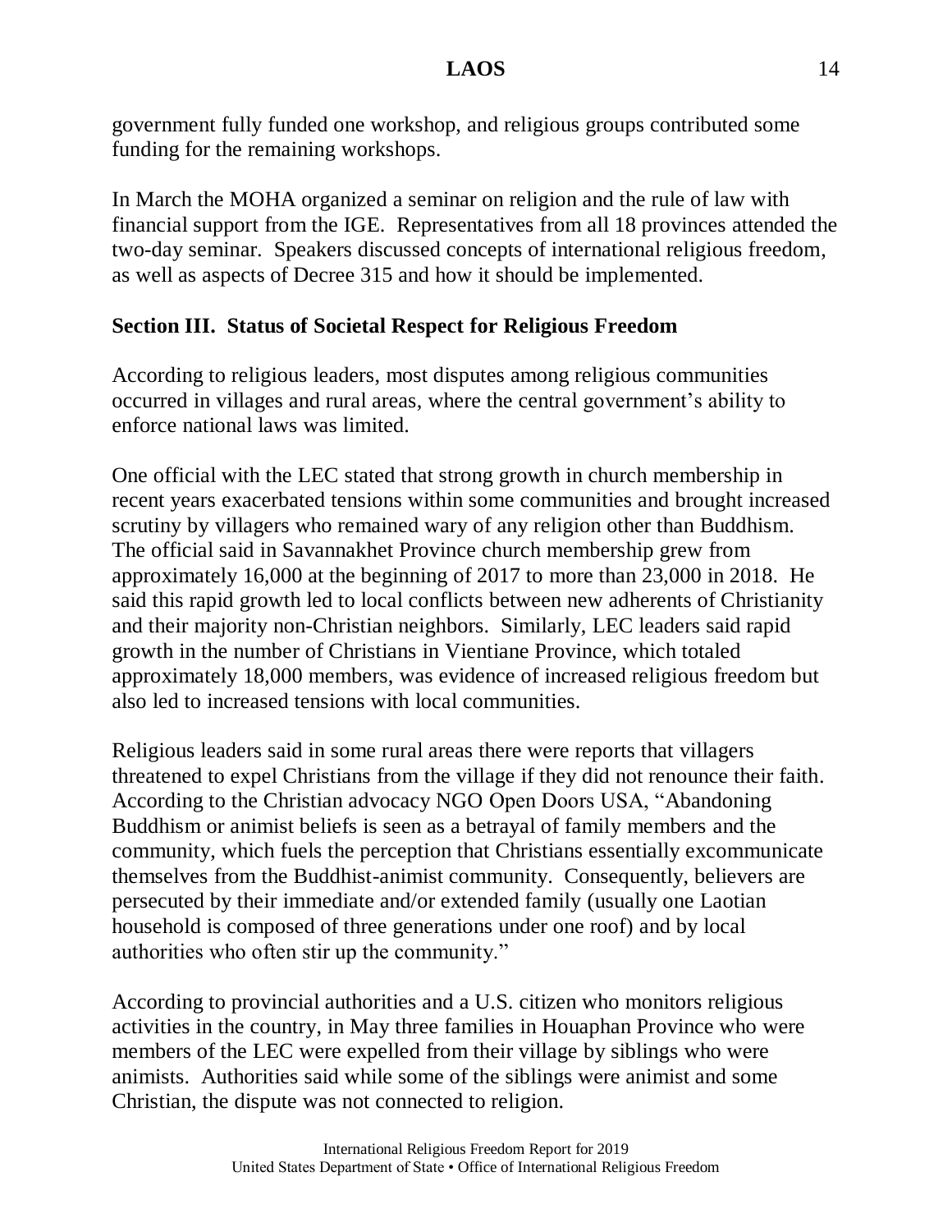government fully funded one workshop, and religious groups contributed some funding for the remaining workshops.

In March the MOHA organized a seminar on religion and the rule of law with financial support from the IGE. Representatives from all 18 provinces attended the two-day seminar. Speakers discussed concepts of international religious freedom, as well as aspects of Decree 315 and how it should be implemented.

## Section III. Status of Societal Respect for Religious Freedom

According to religious leaders, most disputes among religious communities occurred in villages and rural areas, where the central government's ability to enforce national laws was limited.

One official with the LEC stated that strong growth in church membership in recent years exacerbated tensions within some communities and brought increased scrutiny by villagers who remained wary of any religion other than Buddhism. The official said in Savannakhet Province church membership grew from approximately 16,000 at the beginning of 2017 to more than 23,000 in 2018. He said this rapid growth led to local conflicts between new adherents of Christianity and their majority non-Christian neighbors. Similarly, LEC leaders said rapid growth in the number of Christians in Vientiane Province, which totaled approximately 18,000 members, was evidence of increased religious freedom but also led to increased tensions with local communities.

Religious leaders said in some rural areas there were reports that villagers threatened to expel Christians from the village if they did not renounce their faith. According to the Christian advocacy NGO Open Doors USA, "Abandoning Buddhism or animist beliefs is seen as a betrayal of family members and the community, which fuels the perception that Christians essentially excommunicate themselves from the Buddhist-animist community. Consequently, believers are persecuted by their immediate and/or extended family (usually one Laotian household is composed of three generations under one roof) and by local authorities who often stir up the community."

According to provincial authorities and a U.S. citizen who monitors religious activities in the country, in May three families in Houaphan Province who were members of the LEC were expelled from their village by siblings who were animists. Authorities said while some of the siblings were animist and some Christian, the dispute was not connected to religion.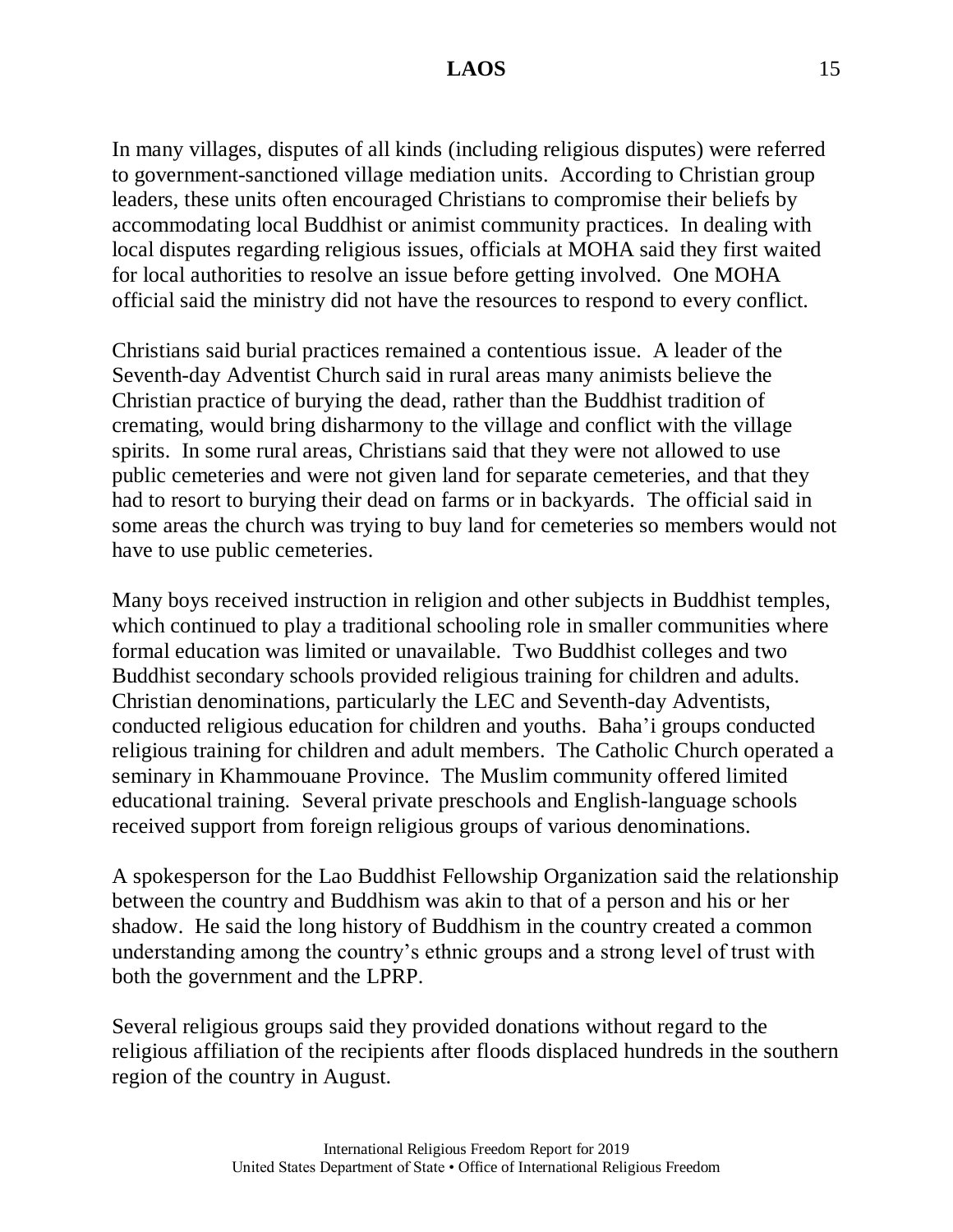In many villages, disputes of all kinds (including religious disputes) were referred to government-sanctioned village mediation units. According to Christian group leaders, these units often encouraged Christians to compromise their beliefs by accommodating local Buddhist or animist community practices. In dealing with local disputes regarding religious issues, officials at MOHA said they first waited for local authorities to resolve an issue before getting involved. One MOHA official said the ministry did not have the resources to respond to every conflict.

Christians said burial practices remained a contentious issue. A leader of the Seventh-day Adventist Church said in rural areas many animists believe the Christian practice of burying the dead, rather than the Buddhist tradition of cremating, would bring disharmony to the village and conflict with the village spirits. In some rural areas, Christians said that they were not allowed to use public cemeteries and were not given land for separate cemeteries, and that they had to resort to burying their dead on farms or in backyards. The official said in some areas the church was trying to buy land for cemeteries so members would not have to use public cemeteries.

Many boys received instruction in religion and other subjects in Buddhist temples, which continued to play a traditional schooling role in smaller communities where formal education was limited or unavailable. Two Buddhist colleges and two Buddhist secondary schools provided religious training for children and adults. Christian denominations, particularly the LEC and Seventh-day Adventists, conducted religious education for children and youths. Baha'i groups conducted religious training for children and adult members. The Catholic Church operated a seminary in Khammouane Province. The Muslim community offered limited educational training. Several private preschools and English-language schools received support from foreign religious groups of various denominations.

A spokesperson for the Lao Buddhist Fellowship Organization said the relationship between the country and Buddhism was akin to that of a person and his or her shadow. He said the long history of Buddhism in the country created a common understanding among the country's ethnic groups and a strong level of trust with both the government and the LPRP.

Several religious groups said they provided donations without regard to the religious affiliation of the recipients after floods displaced hundreds in the southern region of the country in August.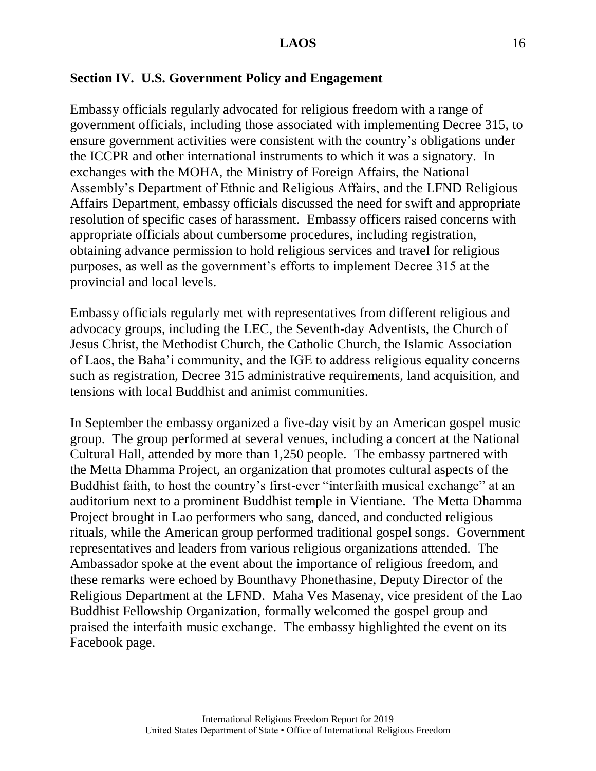## Section IV. U.S. Government Policy and Engagement

Embassy officials regularly advocated for religious freedom with a range of government officials, including those associated with implementing Decree 315, to ensure government activities were consistent with the country's obligations under the ICCPR and other international instruments to which it was a signatory. In exchanges with the MOHA, the Ministry of Foreign Affairs, the National Assembly's Department of Ethnic and Religious Affairs, and the LFND Religious Affairs Department, embassy officials discussed the need for swift and appropriate resolution of specific cases of harassment. Embassy officers raised concerns with appropriate officials about cumbersome procedures, including registration, obtaining advance permission to hold religious services and travel for religious purposes, as well as the government's efforts to implement Decree 315 at the provincial and local levels.

Embassy officials regularly met with representatives from different religious and advocacy groups, including the LEC, the Seventh-day Adventists, the Church of Jesus Christ, the Methodist Church, the Catholic Church, the Islamic Association of Laos, the Baha'i community, and the IGE to address religious equality concerns such as registration, Decree 315 administrative requirements, land acquisition, and tensions with local Buddhist and animist communities.

In September the embassy organized a five-day visit by an American gospel music group. The group performed at several venues, including a concert at the National Cultural Hall, attended by more than 1,250 people. The embassy partnered with the Metta Dhamma Project, an organization that promotes cultural aspects of the Buddhist faith, to host the country's first-ever "interfaith musical exchange" at an auditorium next to a prominent Buddhist temple in Vientiane. The Metta Dhamma Project brought in Lao performers who sang, danced, and conducted religious rituals, while the American group performed traditional gospel songs. Government representatives and leaders from various religious organizations attended. The Ambassador spoke at the event about the importance of religious freedom, and these remarks were echoed by Bounthavy Phonethasine, Deputy Director of the Religious Department at the LFND. Maha Ves Masenay, vice president of the Lao Buddhist Fellowship Organization, formally welcomed the gospel group and praised the interfaith music exchange. The embassy highlighted the event on its Facebook page.